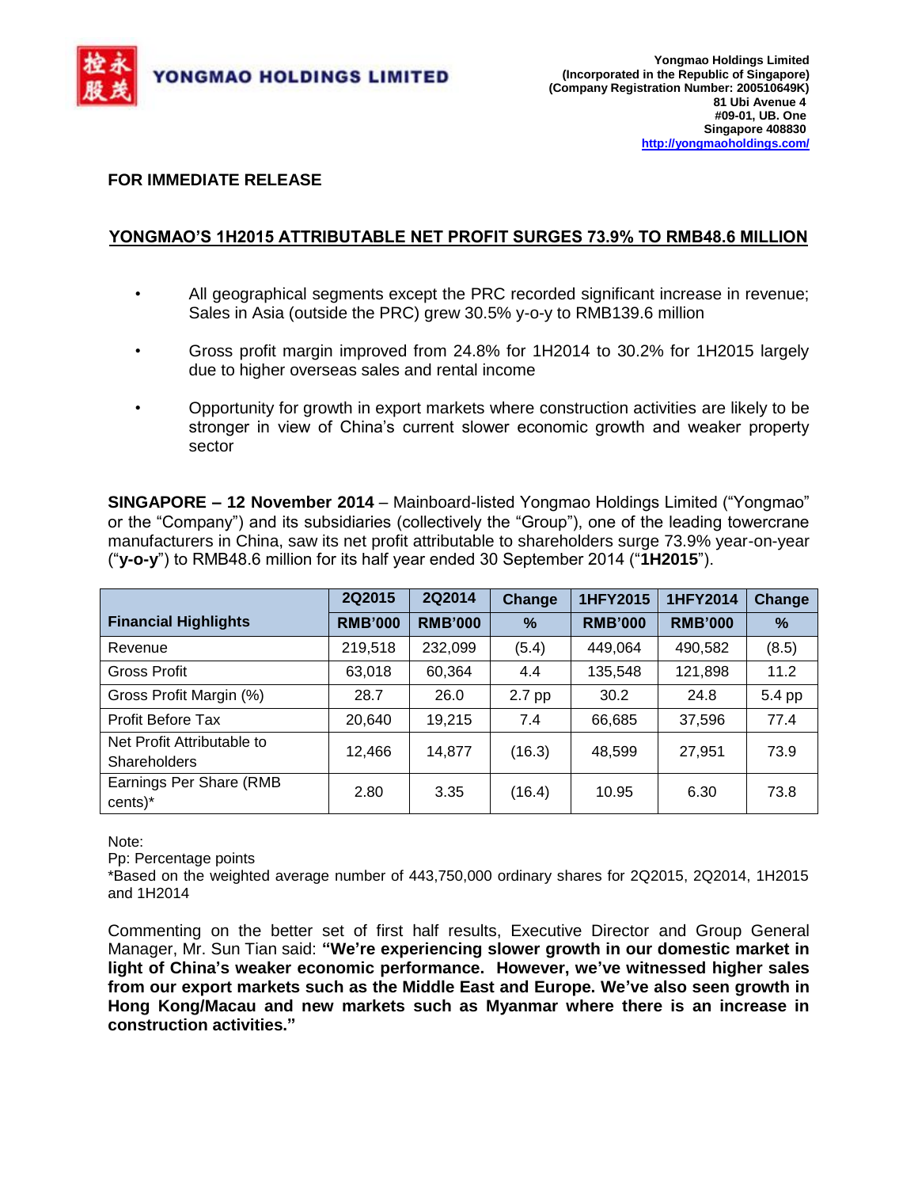**YONGMAO HOLDINGS LIMITED**

**Yongmao Holdings Limited**
**(Incorporated in the Republic of Singapore)**
**(Company Registration Number: 200510649K)**
**81 Ubi Avenue 4**
**#09-01, UB. One**
**Singapore 408830**
**http://yongmaoholdings.com/**

**FOR IMMEDIATE RELEASE**

## YONGMAO'S 1H2015 ATTRIBUTABLE NET PROFIT SURGES 73.9% TO RMB48.6 MILLION

- All geographical segments except the PRC recorded significant increase in revenue; Sales in Asia (outside the PRC) grew 30.5% y-o-y to RMB139.6 million
- Gross profit margin improved from 24.8% for 1H2014 to 30.2% for 1H2015 largely due to higher overseas sales and rental income
- Opportunity for growth in export markets where construction activities are likely to be stronger in view of China's current slower economic growth and weaker property sector

**SINGAPORE – 12 November 2014** – Mainboard-listed Yongmao Holdings Limited ("Yongmao" or the "Company") and its subsidiaries (collectively the "Group"), one of the leading towercrane manufacturers in China, saw its net profit attributable to shareholders surge 73.9% year-on-year ("**y-o-y**") to RMB48.6 million for its half year ended 30 September 2014 ("**1H2015**").

| Financial Highlights | 2Q2015 RMB'000 | 2Q2014 RMB'000 | Change % | 1HFY2015 RMB'000 | 1HFY2014 RMB'000 | Change % |
|---|---|---|---|---|---|---|
| Revenue | 219,518 | 232,099 | (5.4) | 449,064 | 490,582 | (8.5) |
| Gross Profit | 63,018 | 60,364 | 4.4 | 135,548 | 121,898 | 11.2 |
| Gross Profit Margin (%) | 28.7 | 26.0 | 2.7 pp | 30.2 | 24.8 | 5.4 pp |
| Profit Before Tax | 20,640 | 19,215 | 7.4 | 66,685 | 37,596 | 77.4 |
| Net Profit Attributable to Shareholders | 12,466 | 14,877 | (16.3) | 48,599 | 27,951 | 73.9 |
| Earnings Per Share (RMB cents)* | 2.80 | 3.35 | (16.4) | 10.95 | 6.30 | 73.8 |

Note:
Pp: Percentage points
*Based on the weighted average number of 443,750,000 ordinary shares for 2Q2015, 2Q2014, 1H2015 and 1H2014

Commenting on the better set of first half results, Executive Director and Group General Manager, Mr. Sun Tian said: **"We're experiencing slower growth in our domestic market in light of China's weaker economic performance. However, we've witnessed higher sales from our export markets such as the Middle East and Europe. We've also seen growth in Hong Kong/Macau and new markets such as Myanmar where there is an increase in construction activities."**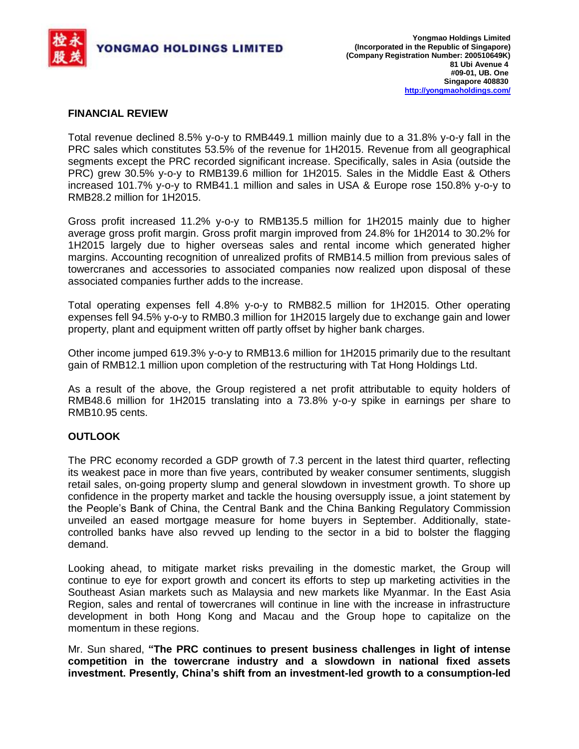## FINANCIAL REVIEW

Total revenue declined 8.5% y-o-y to RMB449.1 million mainly due to a 31.8% y-o-y fall in the PRC sales which constitutes 53.5% of the revenue for 1H2015. Revenue from all geographical segments except the PRC recorded significant increase. Specifically, sales in Asia (outside the PRC) grew 30.5% y-o-y to RMB139.6 million for 1H2015. Sales in the Middle East & Others increased 101.7% y-o-y to RMB41.1 million and sales in USA & Europe rose 150.8% y-o-y to RMB28.2 million for 1H2015.

Gross profit increased 11.2% y-o-y to RMB135.5 million for 1H2015 mainly due to higher average gross profit margin. Gross profit margin improved from 24.8% for 1H2014 to 30.2% for 1H2015 largely due to higher overseas sales and rental income which generated higher margins. Accounting recognition of unrealized profits of RMB14.5 million from previous sales of towercranes and accessories to associated companies now realized upon disposal of these associated companies further adds to the increase.

Total operating expenses fell 4.8% y-o-y to RMB82.5 million for 1H2015. Other operating expenses fell 94.5% y-o-y to RMB0.3 million for 1H2015 largely due to exchange gain and lower property, plant and equipment written off partly offset by higher bank charges.

Other income jumped 619.3% y-o-y to RMB13.6 million for 1H2015 primarily due to the resultant gain of RMB12.1 million upon completion of the restructuring with Tat Hong Holdings Ltd.

As a result of the above, the Group registered a net profit attributable to equity holders of RMB48.6 million for 1H2015 translating into a 73.8% y-o-y spike in earnings per share to RMB10.95 cents.

## OUTLOOK

The PRC economy recorded a GDP growth of 7.3 percent in the latest third quarter, reflecting its weakest pace in more than five years, contributed by weaker consumer sentiments, sluggish retail sales, on-going property slump and general slowdown in investment growth. To shore up confidence in the property market and tackle the housing oversupply issue, a joint statement by the People's Bank of China, the Central Bank and the China Banking Regulatory Commission unveiled an eased mortgage measure for home buyers in September. Additionally, state-controlled banks have also revved up lending to the sector in a bid to bolster the flagging demand.

Looking ahead, to mitigate market risks prevailing in the domestic market, the Group will continue to eye for export growth and concert its efforts to step up marketing activities in the Southeast Asian markets such as Malaysia and new markets like Myanmar. In the East Asia Region, sales and rental of towercranes will continue in line with the increase in infrastructure development in both Hong Kong and Macau and the Group hope to capitalize on the momentum in these regions.

Mr. Sun shared, **"The PRC continues to present business challenges in light of intense competition in the towercrane industry and a slowdown in national fixed assets investment. Presently, China's shift from an investment-led growth to a consumption-led**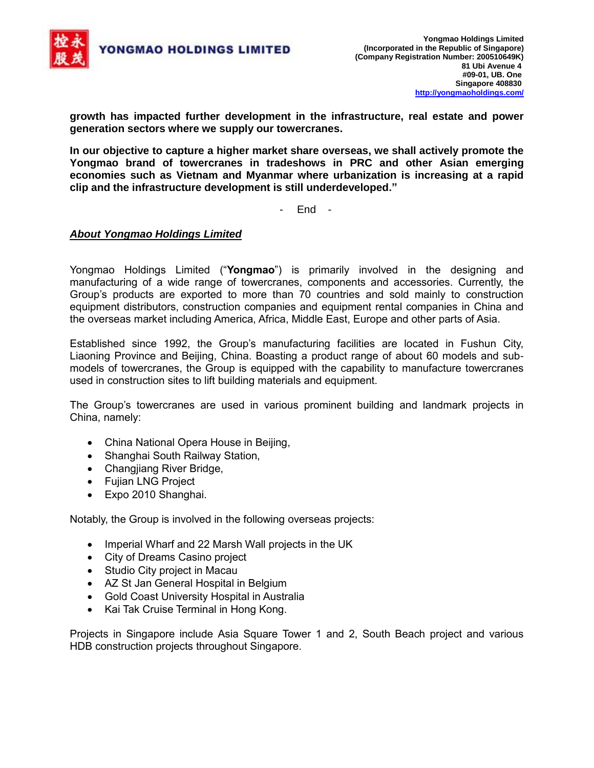**growth has impacted further development in the infrastructure, real estate and power generation sectors where we supply our towercranes.**

**In our objective to capture a higher market share overseas, we shall actively promote the Yongmao brand of towercranes in tradeshows in PRC and other Asian emerging economies such as Vietnam and Myanmar where urbanization is increasing at a rapid clip and the infrastructure development is still underdeveloped."**

\- End -

***About Yongmao Holdings Limited***

Yongmao Holdings Limited ("**Yongmao**") is primarily involved in the designing and manufacturing of a wide range of towercranes, components and accessories. Currently, the Group's products are exported to more than 70 countries and sold mainly to construction equipment distributors, construction companies and equipment rental companies in China and the overseas market including America, Africa, Middle East, Europe and other parts of Asia.

Established since 1992, the Group's manufacturing facilities are located in Fushun City, Liaoning Province and Beijing, China. Boasting a product range of about 60 models and sub-models of towercranes, the Group is equipped with the capability to manufacture towercranes used in construction sites to lift building materials and equipment.

The Group's towercranes are used in various prominent building and landmark projects in China, namely:

- China National Opera House in Beijing,
- Shanghai South Railway Station,
- Changjiang River Bridge,
- Fujian LNG Project
- Expo 2010 Shanghai.

Notably, the Group is involved in the following overseas projects:

- Imperial Wharf and 22 Marsh Wall projects in the UK
- City of Dreams Casino project
- Studio City project in Macau
- AZ St Jan General Hospital in Belgium
- Gold Coast University Hospital in Australia
- Kai Tak Cruise Terminal in Hong Kong.

Projects in Singapore include Asia Square Tower 1 and 2, South Beach project and various HDB construction projects throughout Singapore.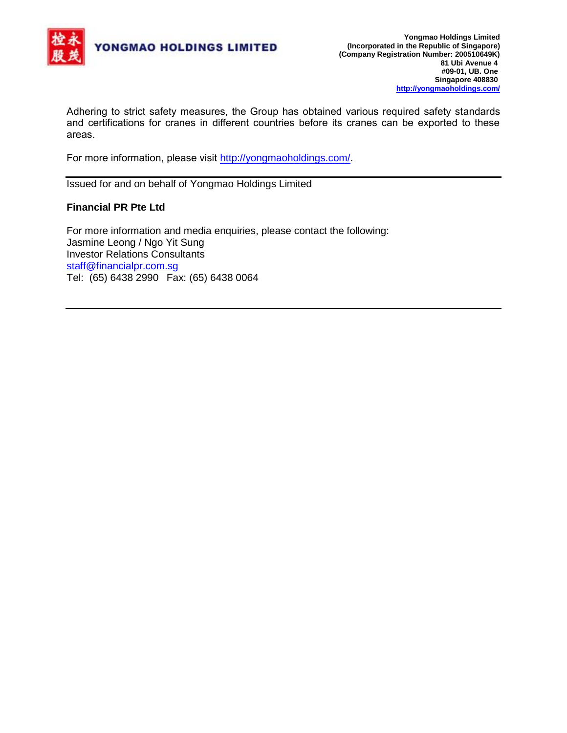Adhering to strict safety measures, the Group has obtained various required safety standards and certifications for cranes in different countries before its cranes can be exported to these areas.

For more information, please visit http://yongmaoholdings.com/.

---

Issued for and on behalf of Yongmao Holdings Limited

**Financial PR Pte Ltd**

For more information and media enquiries, please contact the following:
Jasmine Leong / Ngo Yit Sung
Investor Relations Consultants
staff@financialpr.com.sg
Tel: (65) 6438 2990 Fax: (65) 6438 0064

---